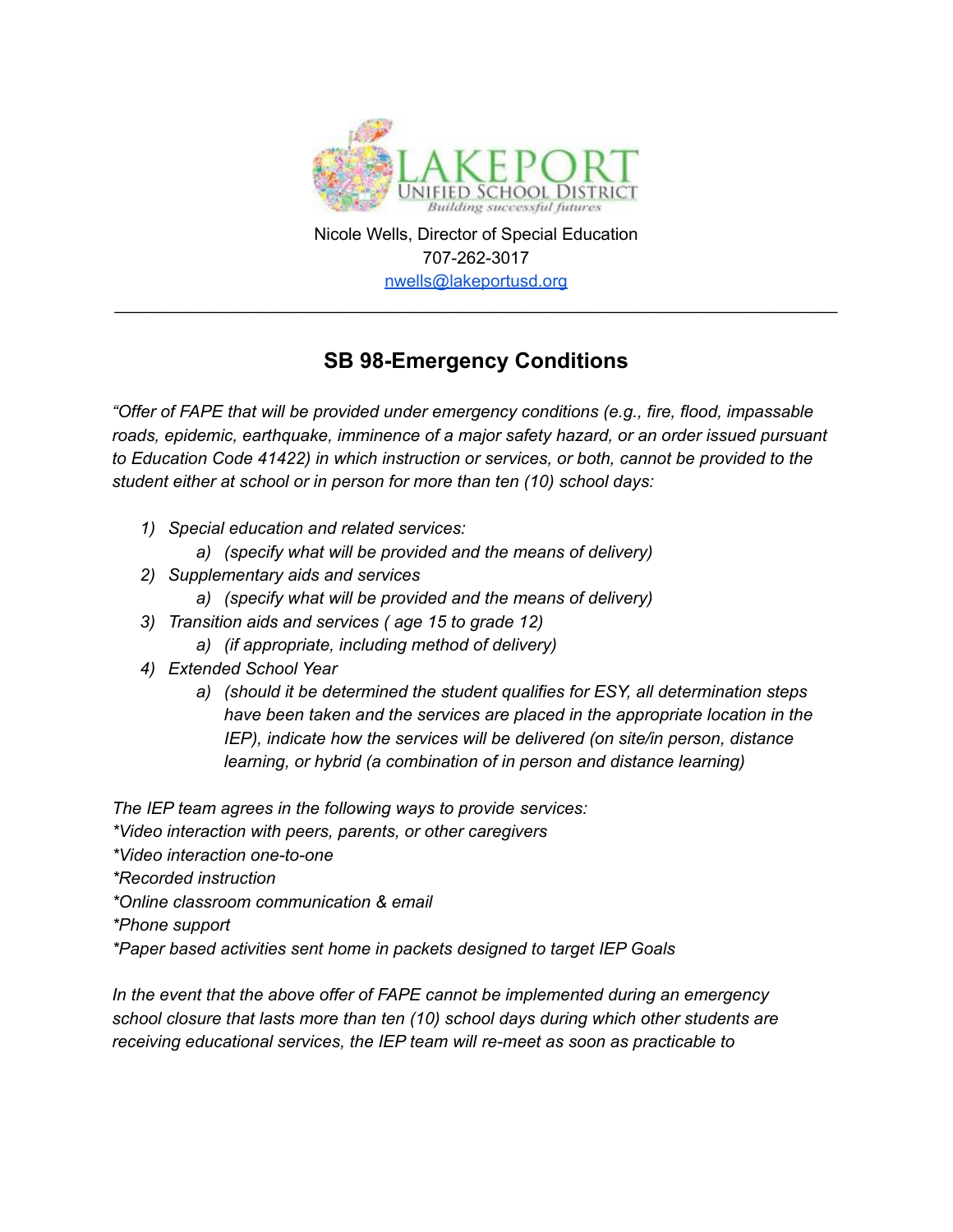LAKEPORT UNIFIED SCHOOL DISTRICT
*Building successful futures*

Nicole Wells, Director of Special Education
707-262-3017
nwells@lakeportusd.org

---

## SB 98-Emergency Conditions

*"Offer of FAPE that will be provided under emergency conditions (e.g., fire, flood, impassable roads, epidemic, earthquake, imminence of a major safety hazard, or an order issued pursuant to Education Code 41422) in which instruction or services, or both, cannot be provided to the student either at school or in person for more than ten (10) school days:*

1) *Special education and related services:*
    a) *(specify what will be provided and the means of delivery)*
2) *Supplementary aids and services*
    a) *(specify what will be provided and the means of delivery)*
3) *Transition aids and services ( age 15 to grade 12)*
    a) *(if appropriate, including method of delivery)*
4) *Extended School Year*
    a) *(should it be determined the student qualifies for ESY, all determination steps have been taken and the services are placed in the appropriate location in the IEP), indicate how the services will be delivered (on site/in person, distance learning, or hybrid (a combination of in person and distance learning)*

*The IEP team agrees in the following ways to provide services:*
*\*Video interaction with peers, parents, or other caregivers*
*\*Video interaction one-to-one*
*\*Recorded instruction*
*\*Online classroom communication & email*
*\*Phone support*
*\*Paper based activities sent home in packets designed to target IEP Goals*

*In the event that the above offer of FAPE cannot be implemented during an emergency school closure that lasts more than ten (10) school days during which other students are receiving educational services, the IEP team will re-meet as soon as practicable to*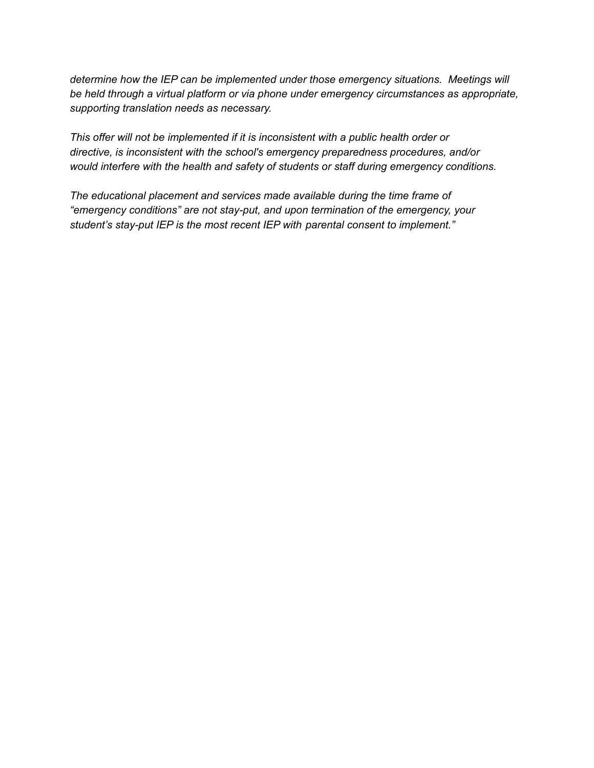*determine how the IEP can be implemented under those emergency situations. Meetings will be held through a virtual platform or via phone under emergency circumstances as appropriate, supporting translation needs as necessary.*

*This offer will not be implemented if it is inconsistent with a public health order or directive, is inconsistent with the school's emergency preparedness procedures, and/or would interfere with the health and safety of students or staff during emergency conditions.*

*The educational placement and services made available during the time frame of "emergency conditions" are not stay-put, and upon termination of the emergency, your student's stay-put IEP is the most recent IEP with parental consent to implement."*